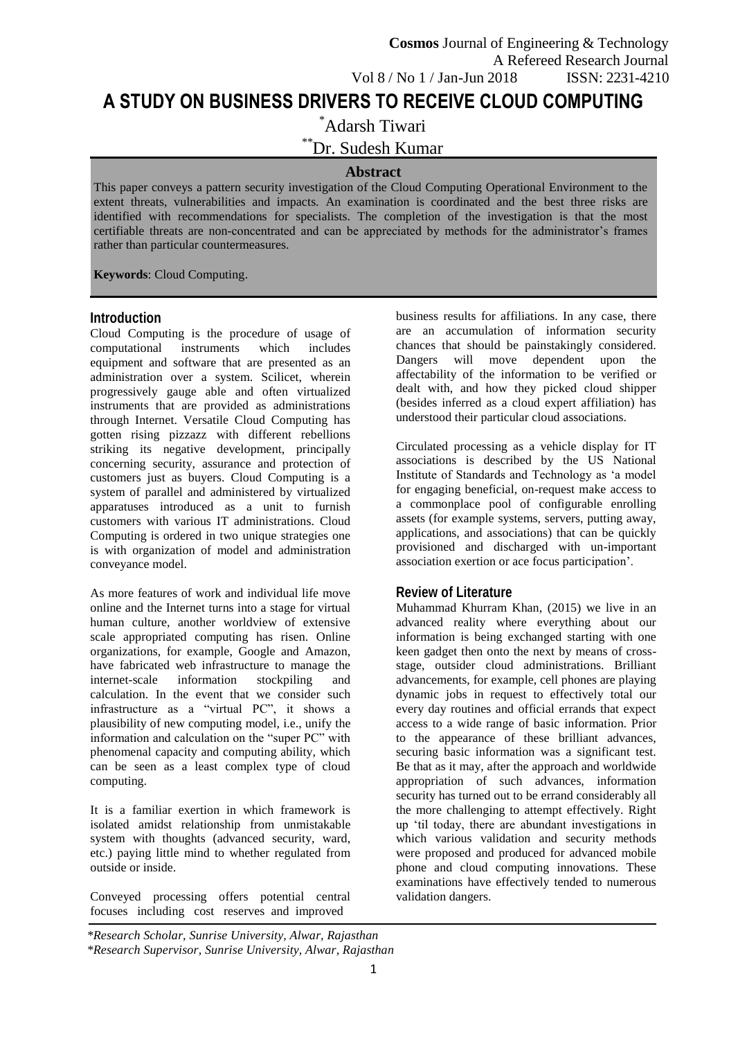# A STUDY ON BUSINESS DRIVERS TO RECEIVE CLOUD COMPUTING

*Adarsh Tiwari

**Dr. Sudesh Kumar

## Abstract

This paper conveys a pattern security investigation of the Cloud Computing Operational Environment to the extent threats, vulnerabilities and impacts. An examination is coordinated and the best three risks are identified with recommendations for specialists. The completion of the investigation is that the most certifiable threats are non-concentrated and can be appreciated by methods for the administrator's frames rather than particular countermeasures.

**Keywords**: Cloud Computing.

## Introduction

Cloud Computing is the procedure of usage of computational instruments which includes equipment and software that are presented as an administration over a system. Scilicet, wherein progressively gauge able and often virtualized instruments that are provided as administrations through Internet. Versatile Cloud Computing has gotten rising pizzazz with different rebellions striking its negative development, principally concerning security, assurance and protection of customers just as buyers. Cloud Computing is a system of parallel and administered by virtualized apparatuses introduced as a unit to furnish customers with various IT administrations. Cloud Computing is ordered in two unique strategies one is with organization of model and administration conveyance model.

As more features of work and individual life move online and the Internet turns into a stage for virtual human culture, another worldview of extensive scale appropriated computing has risen. Online organizations, for example, Google and Amazon, have fabricated web infrastructure to manage the internet-scale information stockpiling and calculation. In the event that we consider such infrastructure as a "virtual PC", it shows a plausibility of new computing model, i.e., unify the information and calculation on the "super PC" with phenomenal capacity and computing ability, which can be seen as a least complex type of cloud computing.

It is a familiar exertion in which framework is isolated amidst relationship from unmistakable system with thoughts (advanced security, ward, etc.) paying little mind to whether regulated from outside or inside.

Conveyed processing offers potential central focuses including cost reserves and improved business results for affiliations. In any case, there are an accumulation of information security chances that should be painstakingly considered. Dangers will move dependent upon the affectability of the information to be verified or dealt with, and how they picked cloud shipper (besides inferred as a cloud expert affiliation) has understood their particular cloud associations.

Circulated processing as a vehicle display for IT associations is described by the US National Institute of Standards and Technology as 'a model for engaging beneficial, on-request make access to a commonplace pool of configurable enrolling assets (for example systems, servers, putting away, applications, and associations) that can be quickly provisioned and discharged with un-important association exertion or ace focus participation'.

## Review of Literature

Muhammad Khurram Khan, (2015) we live in an advanced reality where everything about our information is being exchanged starting with one keen gadget then onto the next by means of cross-stage, outsider cloud administrations. Brilliant advancements, for example, cell phones are playing dynamic jobs in request to effectively total our every day routines and official errands that expect access to a wide range of basic information. Prior to the appearance of these brilliant advances, securing basic information was a significant test. Be that as it may, after the approach and worldwide appropriation of such advances, information security has turned out to be errand considerably all the more challenging to attempt effectively. Right up 'til today, there are abundant investigations in which various validation and security methods were proposed and produced for advanced mobile phone and cloud computing innovations. These examinations have effectively tended to numerous validation dangers.

*Research Scholar, Sunrise University, Alwar, Rajasthan

*Research Supervisor, Sunrise University, Alwar, Rajasthan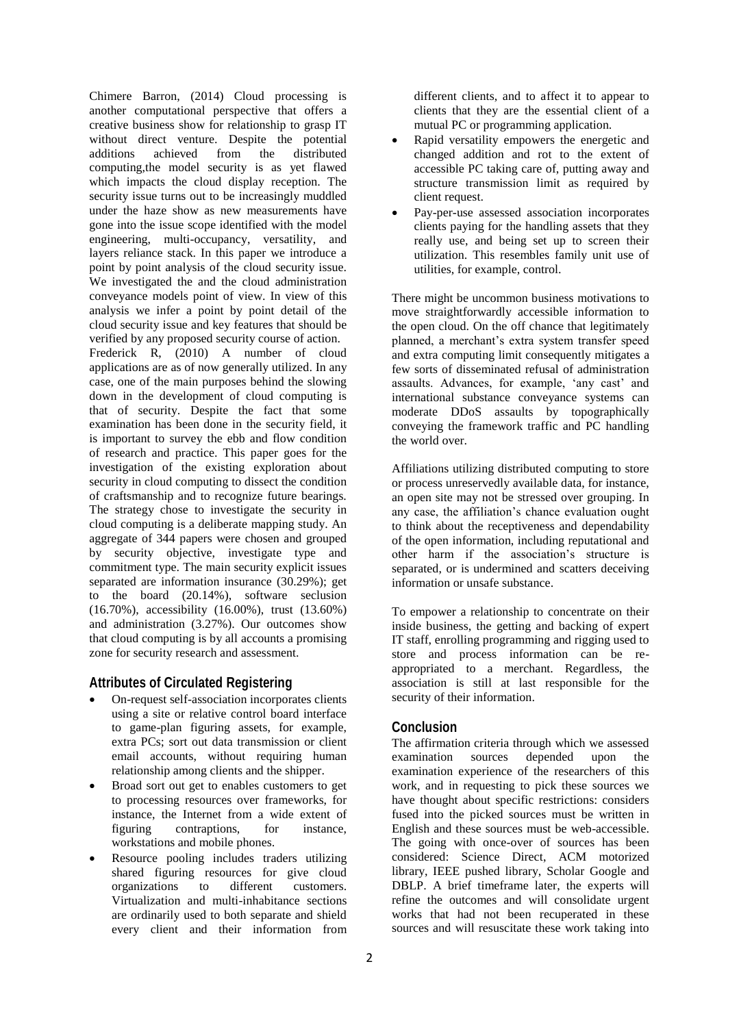Chimere Barron, (2014) Cloud processing is another computational perspective that offers a creative business show for relationship to grasp IT without direct venture. Despite the potential additions achieved from the distributed computing,the model security is as yet flawed which impacts the cloud display reception. The security issue turns out to be increasingly muddled under the haze show as new measurements have gone into the issue scope identified with the model engineering, multi-occupancy, versatility, and layers reliance stack. In this paper we introduce a point by point analysis of the cloud security issue. We investigated the and the cloud administration conveyance models point of view. In view of this analysis we infer a point by point detail of the cloud security issue and key features that should be verified by any proposed security course of action.

Frederick R, (2010) A number of cloud applications are as of now generally utilized. In any case, one of the main purposes behind the slowing down in the development of cloud computing is that of security. Despite the fact that some examination has been done in the security field, it is important to survey the ebb and flow condition of research and practice. This paper goes for the investigation of the existing exploration about security in cloud computing to dissect the condition of craftsmanship and to recognize future bearings. The strategy chose to investigate the security in cloud computing is a deliberate mapping study. An aggregate of 344 papers were chosen and grouped by security objective, investigate type and commitment type. The main security explicit issues separated are information insurance (30.29%); get to the board (20.14%), software seclusion (16.70%), accessibility (16.00%), trust (13.60%) and administration (3.27%). Our outcomes show that cloud computing is by all accounts a promising zone for security research and assessment.

## Attributes of Circulated Registering

- On-request self-association incorporates clients using a site or relative control board interface to game-plan figuring assets, for example, extra PCs; sort out data transmission or client email accounts, without requiring human relationship among clients and the shipper.
- Broad sort out get to enables customers to get to processing resources over frameworks, for instance, the Internet from a wide extent of figuring contraptions, for instance, workstations and mobile phones.
- Resource pooling includes traders utilizing shared figuring resources for give cloud organizations to different customers. Virtualization and multi-inhabitance sections are ordinarily used to both separate and shield every client and their information from different clients, and to affect it to appear to clients that they are the essential client of a mutual PC or programming application.
- Rapid versatility empowers the energetic and changed addition and rot to the extent of accessible PC taking care of, putting away and structure transmission limit as required by client request.
- Pay-per-use assessed association incorporates clients paying for the handling assets that they really use, and being set up to screen their utilization. This resembles family unit use of utilities, for example, control.

There might be uncommon business motivations to move straightforwardly accessible information to the open cloud. On the off chance that legitimately planned, a merchant's extra system transfer speed and extra computing limit consequently mitigates a few sorts of disseminated refusal of administration assaults. Advances, for example, 'any cast' and international substance conveyance systems can moderate DDoS assaults by topographically conveying the framework traffic and PC handling the world over.

Affiliations utilizing distributed computing to store or process unreservedly available data, for instance, an open site may not be stressed over grouping. In any case, the affiliation's chance evaluation ought to think about the receptiveness and dependability of the open information, including reputational and other harm if the association's structure is separated, or is undermined and scatters deceiving information or unsafe substance.

To empower a relationship to concentrate on their inside business, the getting and backing of expert IT staff, enrolling programming and rigging used to store and process information can be re-appropriated to a merchant. Regardless, the association is still at last responsible for the security of their information.

## Conclusion

The affirmation criteria through which we assessed examination sources depended upon the examination experience of the researchers of this work, and in requesting to pick these sources we have thought about specific restrictions: considers fused into the picked sources must be written in English and these sources must be web-accessible. The going with once-over of sources has been considered: Science Direct, ACM motorized library, IEEE pushed library, Scholar Google and DBLP. A brief timeframe later, the experts will refine the outcomes and will consolidate urgent works that had not been recuperated in these sources and will resuscitate these work taking into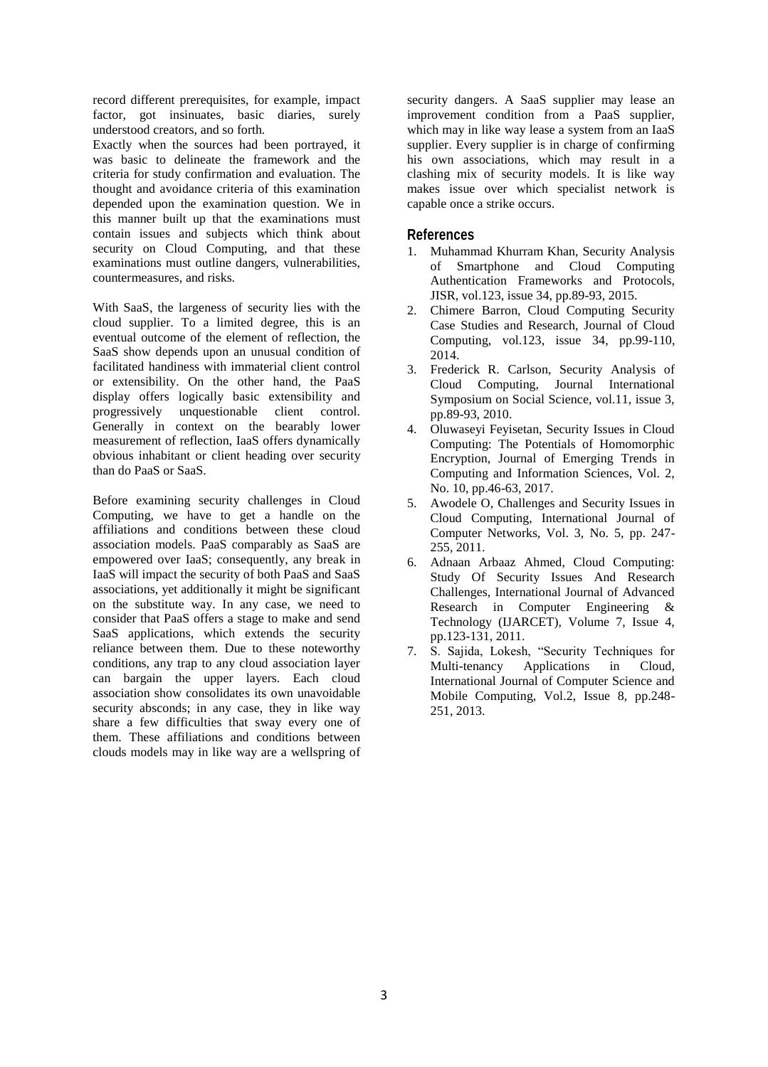record different prerequisites, for example, impact factor, got insinuates, basic diaries, surely understood creators, and so forth.

Exactly when the sources had been portrayed, it was basic to delineate the framework and the criteria for study confirmation and evaluation. The thought and avoidance criteria of this examination depended upon the examination question. We in this manner built up that the examinations must contain issues and subjects which think about security on Cloud Computing, and that these examinations must outline dangers, vulnerabilities, countermeasures, and risks.

With SaaS, the largeness of security lies with the cloud supplier. To a limited degree, this is an eventual outcome of the element of reflection, the SaaS show depends upon an unusual condition of facilitated handiness with immaterial client control or extensibility. On the other hand, the PaaS display offers logically basic extensibility and progressively unquestionable client control. Generally in context on the bearably lower measurement of reflection, IaaS offers dynamically obvious inhabitant or client heading over security than do PaaS or SaaS.

Before examining security challenges in Cloud Computing, we have to get a handle on the affiliations and conditions between these cloud association models. PaaS comparably as SaaS are empowered over IaaS; consequently, any break in IaaS will impact the security of both PaaS and SaaS associations, yet additionally it might be significant on the substitute way. In any case, we need to consider that PaaS offers a stage to make and send SaaS applications, which extends the security reliance between them. Due to these noteworthy conditions, any trap to any cloud association layer can bargain the upper layers. Each cloud association show consolidates its own unavoidable security absconds; in any case, they in like way share a few difficulties that sway every one of them. These affiliations and conditions between clouds models may in like way are a wellspring of security dangers. A SaaS supplier may lease an improvement condition from a PaaS supplier, which may in like way lease a system from an IaaS supplier. Every supplier is in charge of confirming his own associations, which may result in a clashing mix of security models. It is like way makes issue over which specialist network is capable once a strike occurs.

## References

1. Muhammad Khurram Khan, Security Analysis of Smartphone and Cloud Computing Authentication Frameworks and Protocols, JISR, vol.123, issue 34, pp.89-93, 2015.
2. Chimere Barron, Cloud Computing Security Case Studies and Research, Journal of Cloud Computing, vol.123, issue 34, pp.99-110, 2014.
3. Frederick R. Carlson, Security Analysis of Cloud Computing, Journal International Symposium on Social Science, vol.11, issue 3, pp.89-93, 2010.
4. Oluwaseyi Feyisetan, Security Issues in Cloud Computing: The Potentials of Homomorphic Encryption, Journal of Emerging Trends in Computing and Information Sciences, Vol. 2, No. 10, pp.46-63, 2017.
5. Awodele O, Challenges and Security Issues in Cloud Computing, International Journal of Computer Networks, Vol. 3, No. 5, pp. 247-255, 2011.
6. Adnaan Arbaaz Ahmed, Cloud Computing: Study Of Security Issues And Research Challenges, International Journal of Advanced Research in Computer Engineering & Technology (IJARCET), Volume 7, Issue 4, pp.123-131, 2011.
7. S. Sajida, Lokesh, "Security Techniques for Multi-tenancy Applications in Cloud, International Journal of Computer Science and Mobile Computing, Vol.2, Issue 8, pp.248-251, 2013.